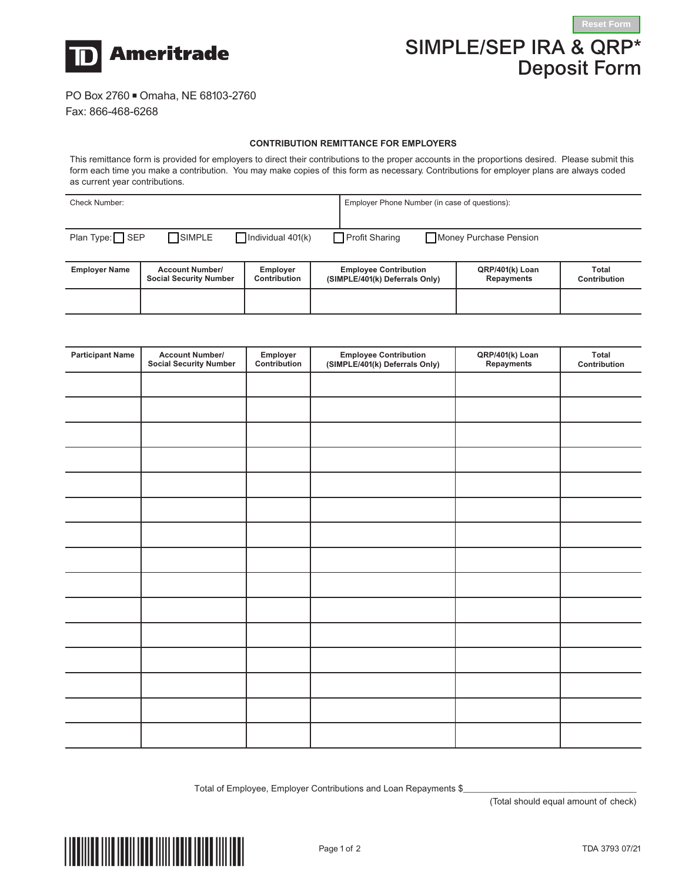Reset Form

TD Ameritrade

# SIMPLE/SEP IRA & QRP* Deposit Form

PO Box 2760 ▪ Omaha, NE 68103-2760
Fax: 866-468-6268

### CONTRIBUTION REMITTANCE FOR EMPLOYERS

This remittance form is provided for employers to direct their contributions to the proper accounts in the proportions desired. Please submit this form each time you make a contribution. You may make copies of this form as necessary. Contributions for employer plans are always coded as current year contributions.

| Check Number: | Employer Phone Number (in case of questions): |
|---|---|
| | |

Plan Type: ☐ SEP ☐ SIMPLE ☐ Individual 401(k) ☐ Profit Sharing ☐ Money Purchase Pension

| Employer Name | Account Number/ Social Security Number | Employer Contribution | Employee Contribution (SIMPLE/401(k) Deferrals Only) | QRP/401(k) Loan Repayments | Total Contribution |
|---|---|---|---|---|---|
| | | | | | |

| Participant Name | Account Number/ Social Security Number | Employer Contribution | Employee Contribution (SIMPLE/401(k) Deferrals Only) | QRP/401(k) Loan Repayments | Total Contribution |
|---|---|---|---|---|---|
| | | | | | |
| | | | | | |
| | | | | | |
| | | | | | |
| | | | | | |
| | | | | | |
| | | | | | |
| | | | | | |
| | | | | | |
| | | | | | |
| | | | | | |
| | | | | | |
| | | | | | |
| | | | | | |
| | | | | | |

Total of Employee, Employer Contributions and Loan Repayments $\_\_\_\_\_\_\_\_\_\_\_\_\_\_\_\_\_\_\_\_\_\_\_\_\_\_\_\_\_\_\_\_

(Total should equal amount of check)

TDA 3793 07/21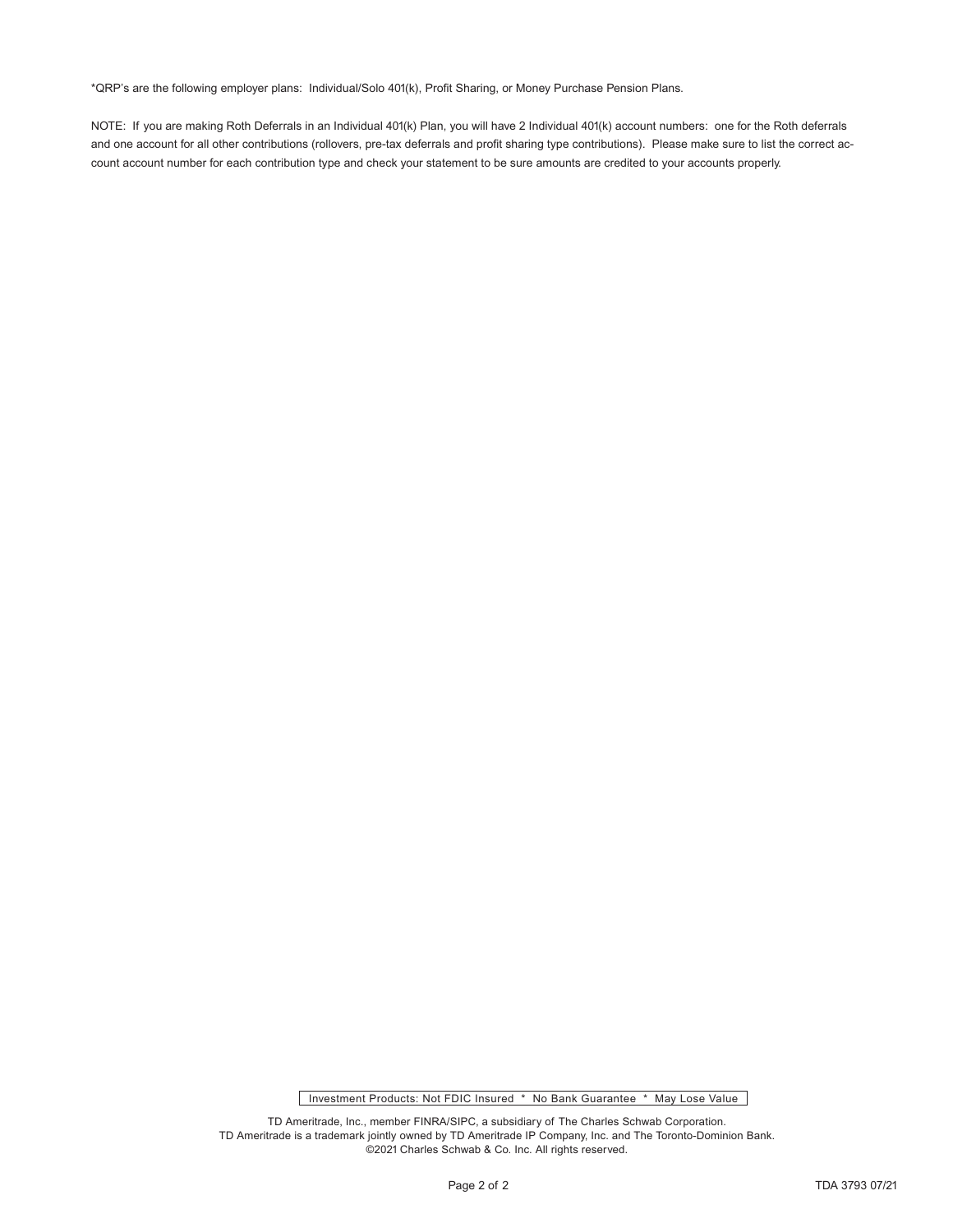*QRP's are the following employer plans: Individual/Solo 401(k), Profit Sharing, or Money Purchase Pension Plans.

NOTE: If you are making Roth Deferrals in an Individual 401(k) Plan, you will have 2 Individual 401(k) account numbers: one for the Roth deferrals and one account for all other contributions (rollovers, pre-tax deferrals and profit sharing type contributions). Please make sure to list the correct account account number for each contribution type and check your statement to be sure amounts are credited to your accounts properly.

Investment Products: Not FDIC Insured * No Bank Guarantee * May Lose Value

TD Ameritrade, Inc., member FINRA/SIPC, a subsidiary of The Charles Schwab Corporation.
TD Ameritrade is a trademark jointly owned by TD Ameritrade IP Company, Inc. and The Toronto-Dominion Bank.
©2021 Charles Schwab & Co. Inc. All rights reserved.

TDA 3793 07/21